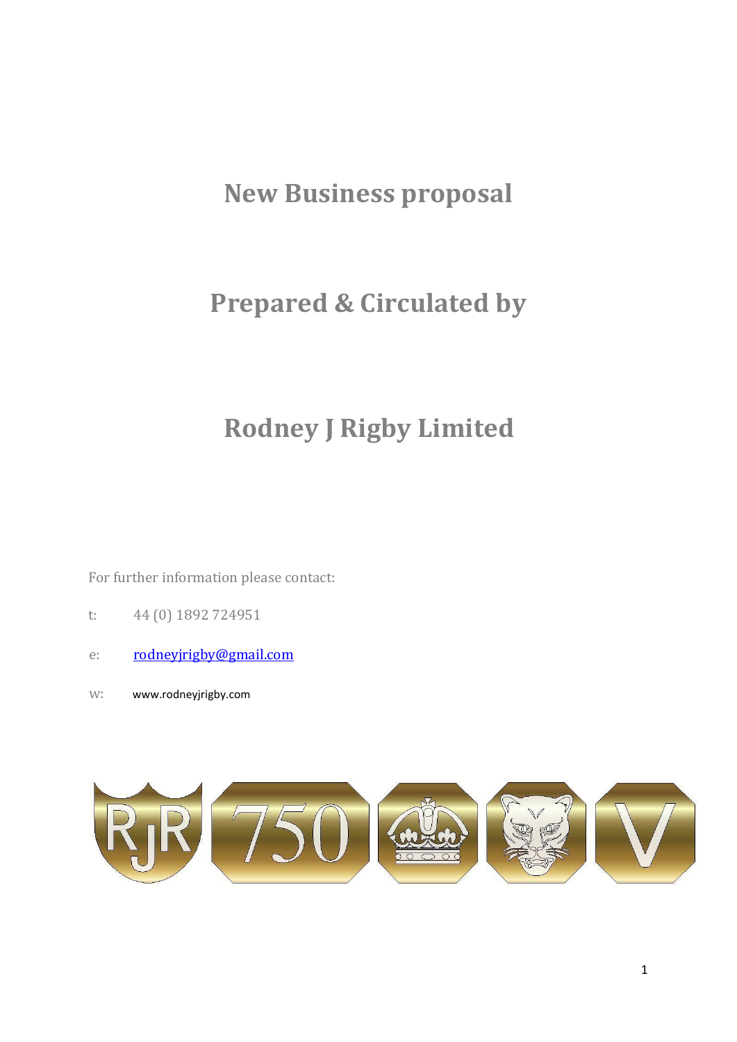# New Business proposal

# Prepared & Circulated by

# Rodney J Rigby Limited

For further information please contact:

t: 44 (0) 1892 724951

e: rodneyjrigby@gmail.com

w: www.rodneyjrigby.com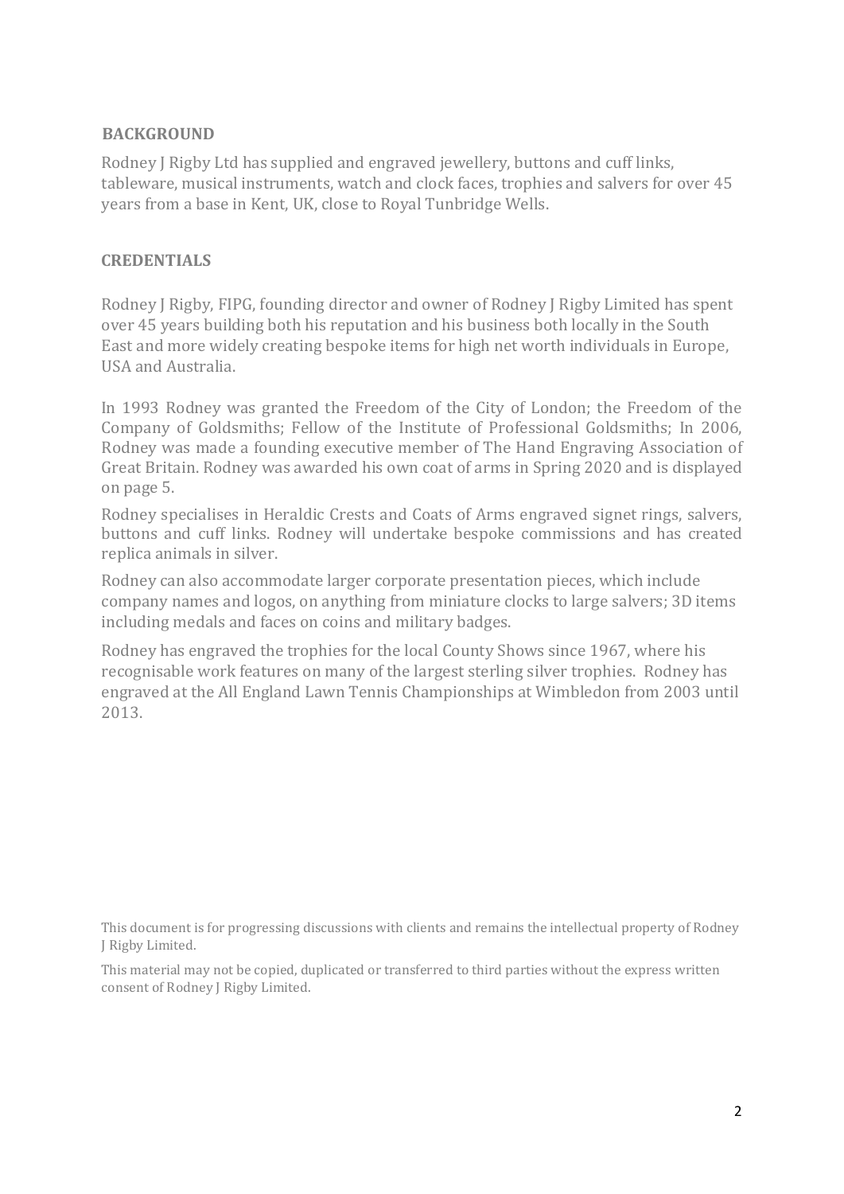## BACKGROUND

Rodney J Rigby Ltd has supplied and engraved jewellery, buttons and cuff links, tableware, musical instruments, watch and clock faces, trophies and salvers for over 45 years from a base in Kent, UK, close to Royal Tunbridge Wells.

## CREDENTIALS

Rodney J Rigby, FIPG, founding director and owner of Rodney J Rigby Limited has spent over 45 years building both his reputation and his business both locally in the South East and more widely creating bespoke items for high net worth individuals in Europe, USA and Australia.

In 1993 Rodney was granted the Freedom of the City of London; the Freedom of the Company of Goldsmiths; Fellow of the Institute of Professional Goldsmiths; In 2006, Rodney was made a founding executive member of The Hand Engraving Association of Great Britain. Rodney was awarded his own coat of arms in Spring 2020 and is displayed on page 5.

Rodney specialises in Heraldic Crests and Coats of Arms engraved signet rings, salvers, buttons and cuff links. Rodney will undertake bespoke commissions and has created replica animals in silver.

Rodney can also accommodate larger corporate presentation pieces, which include company names and logos, on anything from miniature clocks to large salvers; 3D items including medals and faces on coins and military badges.

Rodney has engraved the trophies for the local County Shows since 1967, where his recognisable work features on many of the largest sterling silver trophies. Rodney has engraved at the All England Lawn Tennis Championships at Wimbledon from 2003 until 2013.

This document is for progressing discussions with clients and remains the intellectual property of Rodney J Rigby Limited.

This material may not be copied, duplicated or transferred to third parties without the express written consent of Rodney J Rigby Limited.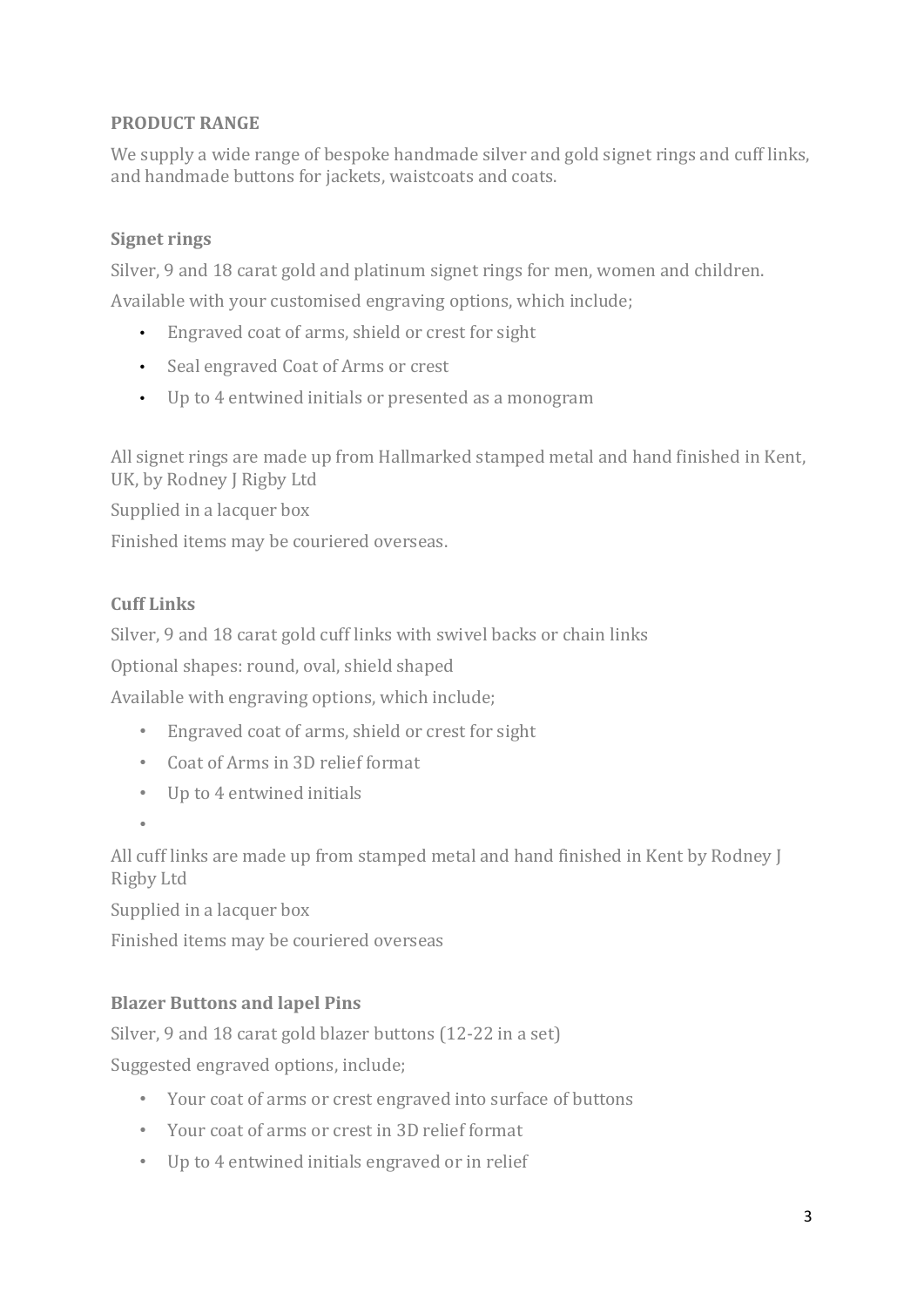## PRODUCT RANGE

We supply a wide range of bespoke handmade silver and gold signet rings and cuff links, and handmade buttons for jackets, waistcoats and coats.

### Signet rings

Silver, 9 and 18 carat gold and platinum signet rings for men, women and children.

Available with your customised engraving options, which include;

- Engraved coat of arms, shield or crest for sight
- Seal engraved Coat of Arms or crest
- Up to 4 entwined initials or presented as a monogram

All signet rings are made up from Hallmarked stamped metal and hand finished in Kent, UK, by Rodney J Rigby Ltd

Supplied in a lacquer box

Finished items may be couriered overseas.

### Cuff Links

Silver, 9 and 18 carat gold cuff links with swivel backs or chain links

Optional shapes: round, oval, shield shaped

Available with engraving options, which include;

- Engraved coat of arms, shield or crest for sight
- Coat of Arms in 3D relief format
- Up to 4 entwined initials

All cuff links are made up from stamped metal and hand finished in Kent by Rodney J Rigby Ltd

Supplied in a lacquer box

Finished items may be couriered overseas

### Blazer Buttons and lapel Pins

Silver, 9 and 18 carat gold blazer buttons (12-22 in a set)

Suggested engraved options, include;

- Your coat of arms or crest engraved into surface of buttons
- Your coat of arms or crest in 3D relief format
- Up to 4 entwined initials engraved or in relief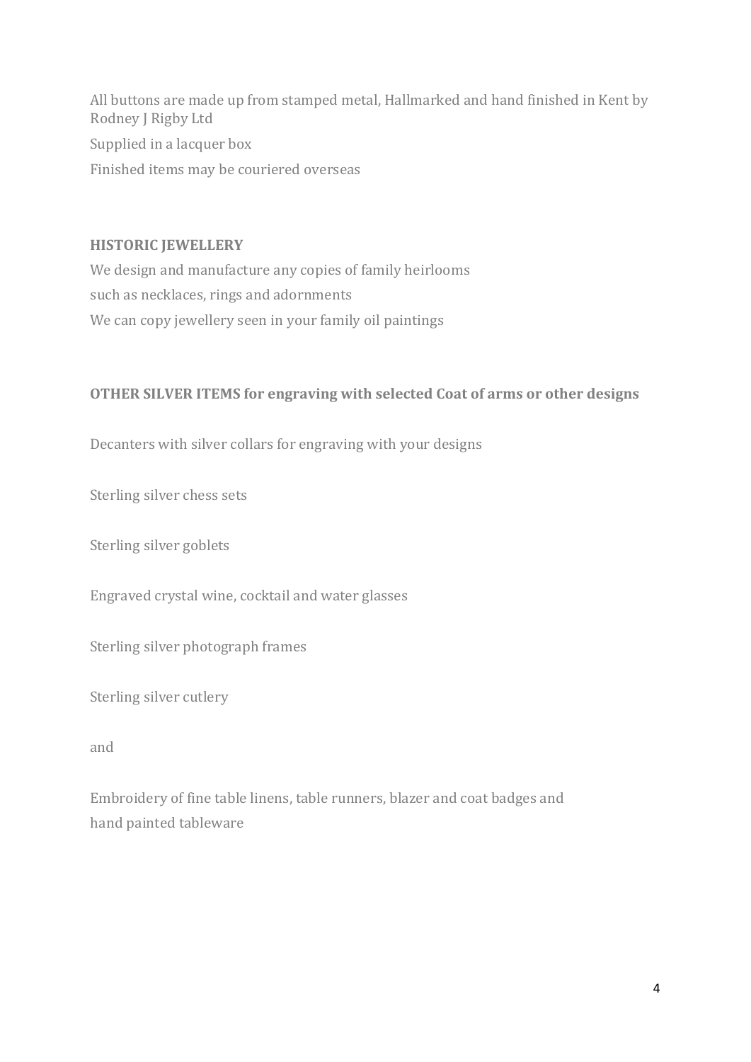All buttons are made up from stamped metal, Hallmarked and hand finished in Kent by Rodney J Rigby Ltd

Supplied in a lacquer box

Finished items may be couriered overseas

**HISTORIC JEWELLERY**

We design and manufacture any copies of family heirlooms such as necklaces, rings and adornments

We can copy jewellery seen in your family oil paintings

**OTHER SILVER ITEMS for engraving with selected Coat of arms or other designs**

Decanters with silver collars for engraving with your designs

Sterling silver chess sets

Sterling silver goblets

Engraved crystal wine, cocktail and water glasses

Sterling silver photograph frames

Sterling silver cutlery

and

Embroidery of fine table linens, table runners, blazer and coat badges and hand painted tableware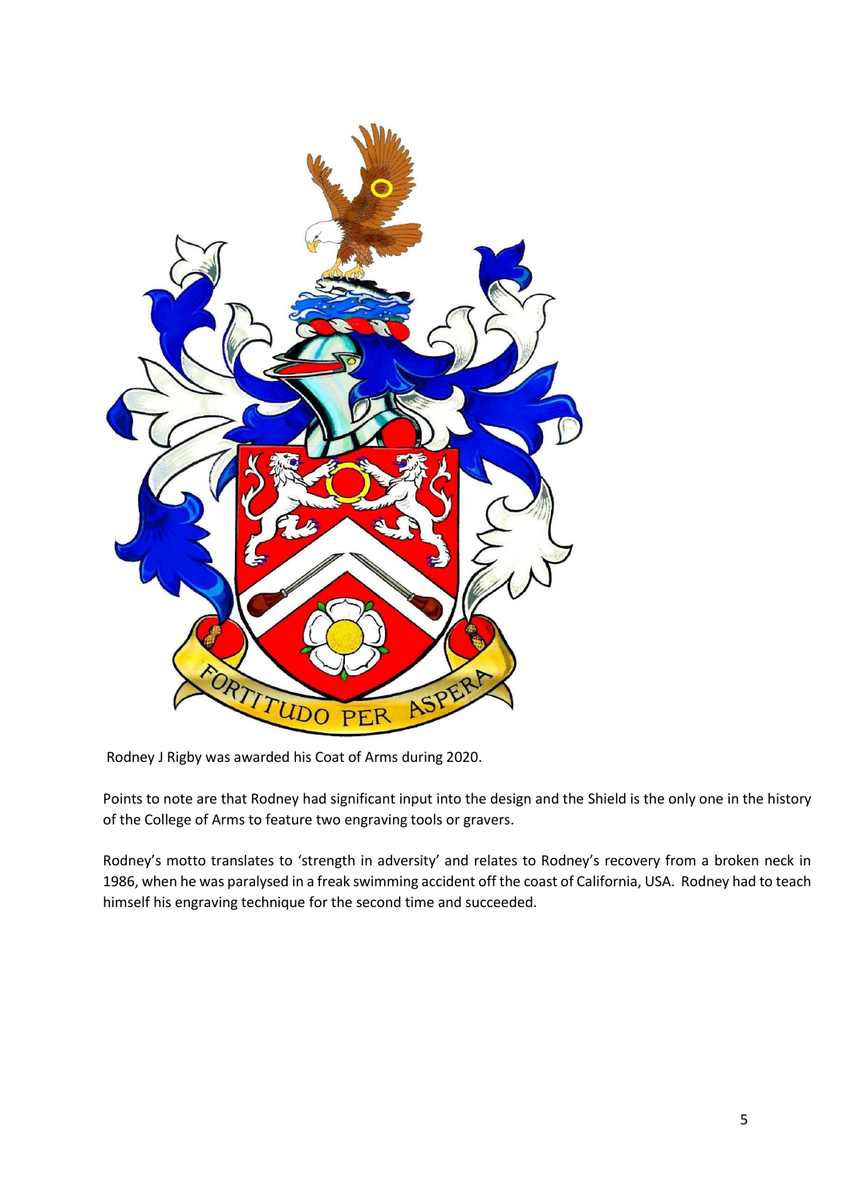Rodney J Rigby was awarded his Coat of Arms during 2020.

Points to note are that Rodney had significant input into the design and the Shield is the only one in the history of the College of Arms to feature two engraving tools or gravers.

Rodney's motto translates to 'strength in adversity' and relates to Rodney's recovery from a broken neck in 1986, when he was paralysed in a freak swimming accident off the coast of California, USA. Rodney had to teach himself his engraving technique for the second time and succeeded.